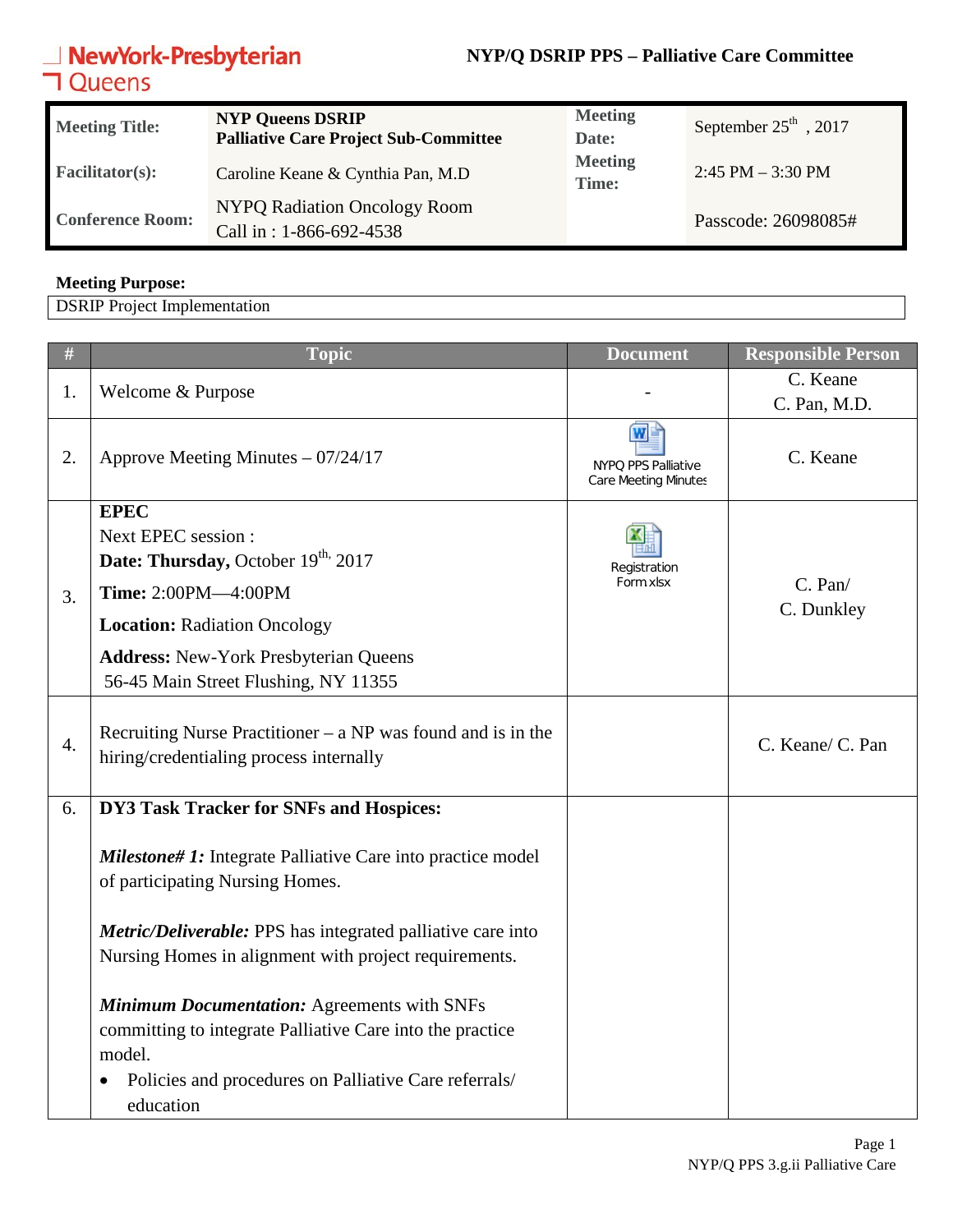# NYP/Q DSRIP PPS – Palliative Care Committee

NewYork-Presbyterian Queens

| | | | |
|---|---|---|---|
| **Meeting Title:** | **NYP Queens DSRIP Palliative Care Project Sub-Committee** | **Meeting Date:** | September 25th , 2017 |
| **Facilitator(s):** | Caroline Keane & Cynthia Pan, M.D | **Meeting Time:** | 2:45 PM – 3:30 PM |
| **Conference Room:** | NYPQ Radiation Oncology Room<br>Call in : 1-866-692-4538 | | Passcode: 26098085# |

**Meeting Purpose:**

DSRIP Project Implementation

| # | Topic | Document | Responsible Person |
|---|---|---|---|
| 1. | Welcome & Purpose | - | C. Keane<br>C. Pan, M.D. |
| 2. | Approve Meeting Minutes – 07/24/17 | NYPQ PPS Palliative Care Meeting Minutes | C. Keane |
| 3. | **EPEC**<br>Next EPEC session :<br>**Date: Thursday,** October 19th, 2017<br>**Time:** 2:00PM—4:00PM<br>**Location:** Radiation Oncology<br>**Address:** New-York Presbyterian Queens 56-45 Main Street Flushing, NY 11355 | Registration Form xlsx | C. Pan/<br>C. Dunkley |
| 4. | Recruiting Nurse Practitioner – a NP was found and is in the hiring/credentialing process internally | | C. Keane/ C. Pan |
| 6. | **DY3 Task Tracker for SNFs and Hospices:**<br><br>***Milestone# 1:*** Integrate Palliative Care into practice model of participating Nursing Homes.<br><br>***Metric/Deliverable:*** PPS has integrated palliative care into Nursing Homes in alignment with project requirements.<br><br>***Minimum Documentation:*** Agreements with SNFs committing to integrate Palliative Care into the practice model.<br>• Policies and procedures on Palliative Care referrals/ education | | |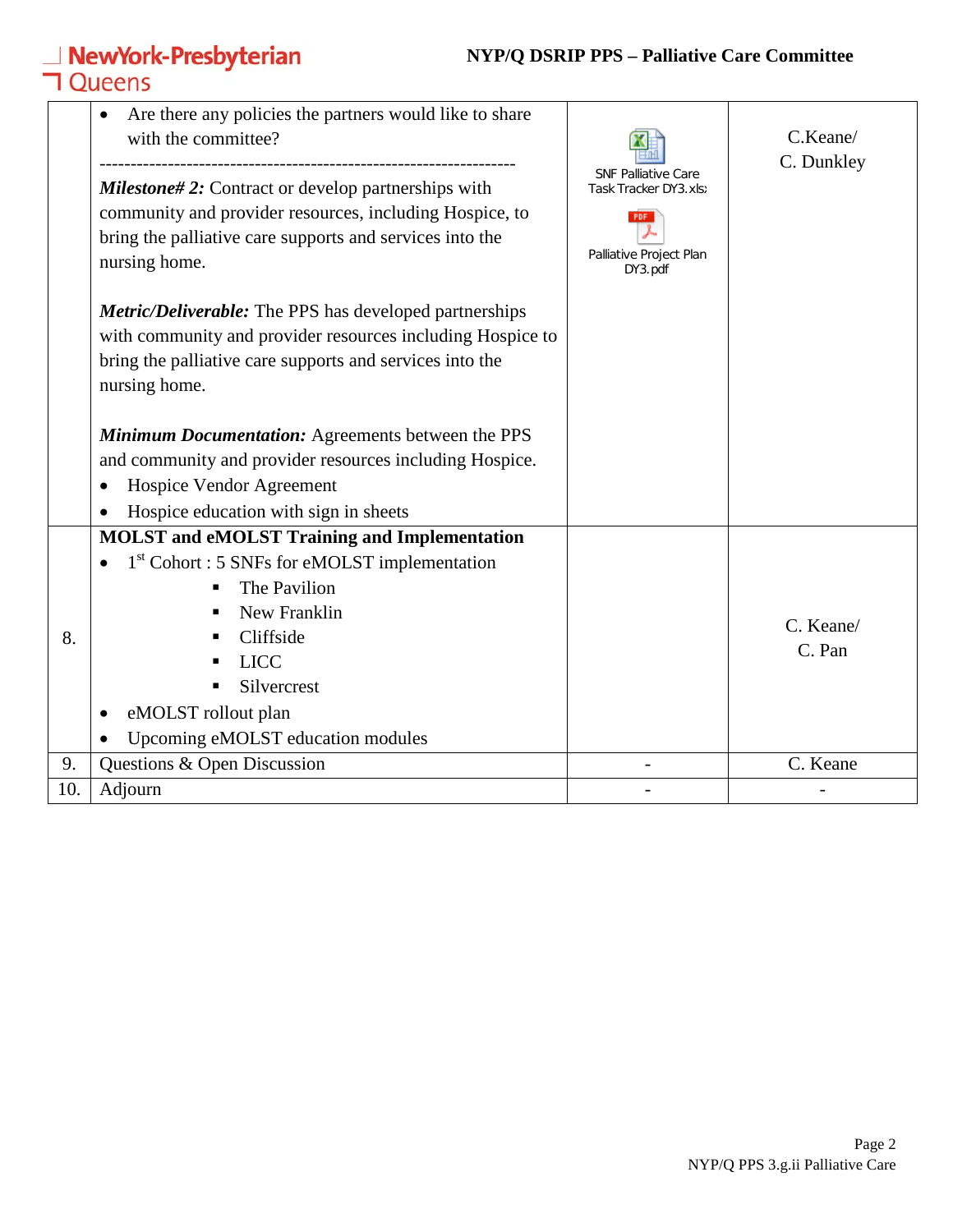| | | | |
|---|---|---|---|
| | • Are there any policies the partners would like to share with the committee?<br>------------------------------------------------------------------<br>***Milestone# 2:*** Contract or develop partnerships with community and provider resources, including Hospice, to bring the palliative care supports and services into the nursing home.<br><br>***Metric/Deliverable:*** The PPS has developed partnerships with community and provider resources including Hospice to bring the palliative care supports and services into the nursing home.<br><br>***Minimum Documentation:*** Agreements between the PPS and community and provider resources including Hospice.<br>• Hospice Vendor Agreement<br>• Hospice education with sign in sheets | SNF Palliative Care Task Tracker DY3.xls<br><br>Palliative Project Plan DY3.pdf | C.Keane/<br>C. Dunkley |
| 8. | **MOLST and eMOLST Training and Implementation**<br>• 1st Cohort : 5 SNFs for eMOLST implementation<br>  ▪ The Pavilion<br>  ▪ New Franklin<br>  ▪ Cliffside<br>  ▪ LICC<br>  ▪ Silvercrest<br>• eMOLST rollout plan<br>• Upcoming eMOLST education modules | | C. Keane/<br>C. Pan |
| 9. | Questions & Open Discussion | - | C. Keane |
| 10. | Adjourn | - | - |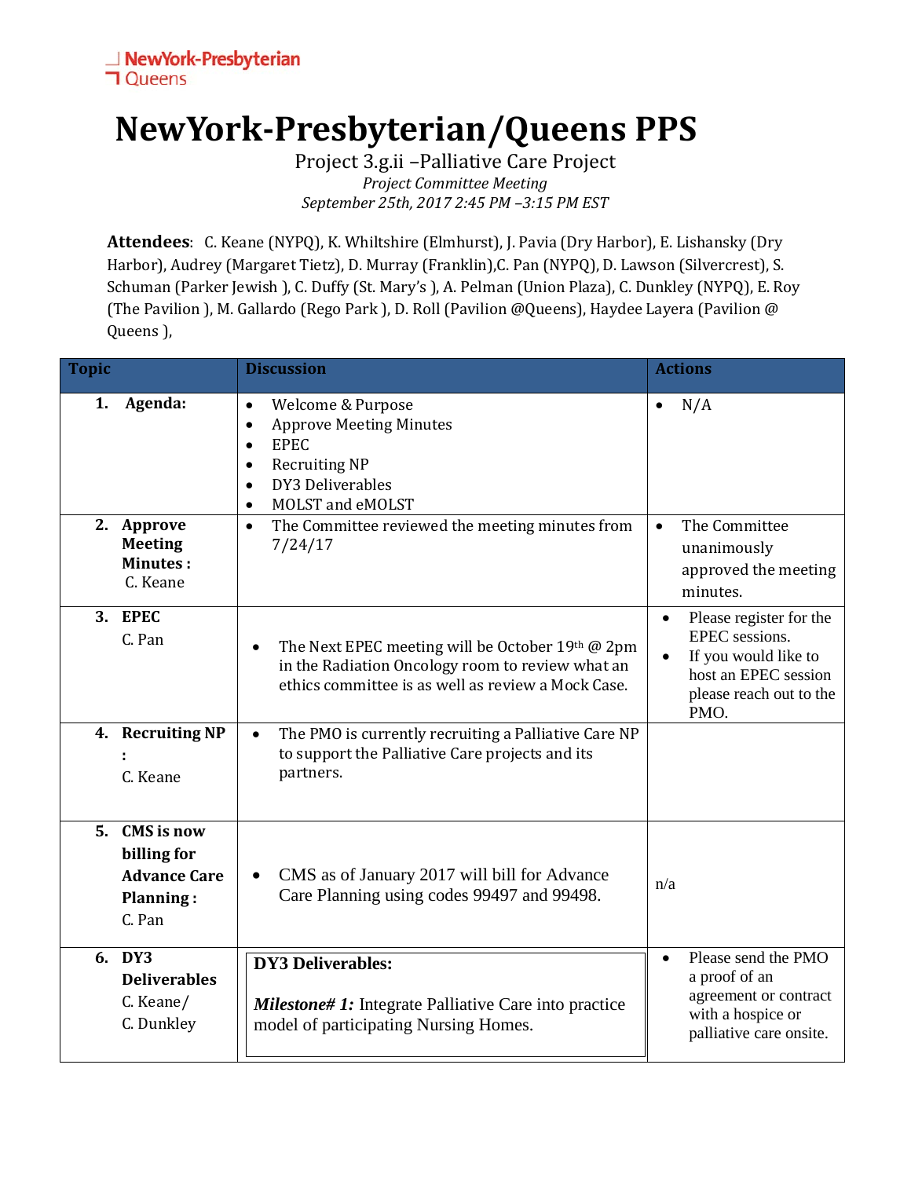NewYork-Presbyterian Queens

# NewYork-Presbyterian/Queens PPS

Project 3.g.ii –Palliative Care Project

*Project Committee Meeting*

*September 25th, 2017 2:45 PM –3:15 PM EST*

**Attendees**: C. Keane (NYPQ), K. Whiltshire (Elmhurst), J. Pavia (Dry Harbor), E. Lishansky (Dry Harbor), Audrey (Margaret Tietz), D. Murray (Franklin),C. Pan (NYPQ), D. Lawson (Silvercrest), S. Schuman (Parker Jewish ), C. Duffy (St. Mary's ), A. Pelman (Union Plaza), C. Dunkley (NYPQ), E. Roy (The Pavilion ), M. Gallardo (Rego Park ), D. Roll (Pavilion @Queens), Haydee Layera (Pavilion @ Queens ),

| Topic | Discussion | Actions |
|---|---|---|
| 1. **Agenda:** | • Welcome & Purpose<br>• Approve Meeting Minutes<br>• EPEC<br>• Recruiting NP<br>• DY3 Deliverables<br>• MOLST and eMOLST | • N/A |
| 2. **Approve Meeting Minutes :** C. Keane | • The Committee reviewed the meeting minutes from 7/24/17 | • The Committee unanimously approved the meeting minutes. |
| 3. **EPEC** C. Pan | • The Next EPEC meeting will be October 19th @ 2pm in the Radiation Oncology room to review what an ethics committee is as well as review a Mock Case. | • Please register for the EPEC sessions.<br>• If you would like to host an EPEC session please reach out to the PMO. |
| 4. **Recruiting NP :** C. Keane | • The PMO is currently recruiting a Palliative Care NP to support the Palliative Care projects and its partners. | |
| 5. **CMS is now billing for Advance Care Planning :** C. Pan | • CMS as of January 2017 will bill for Advance Care Planning using codes 99497 and 99498. | n/a |
| 6. **DY3 Deliverables** C. Keane/ C. Dunkley | **DY3 Deliverables:**<br><br>***Milestone# 1:*** Integrate Palliative Care into practice model of participating Nursing Homes. | • Please send the PMO a proof of an agreement or contract with a hospice or palliative care onsite. |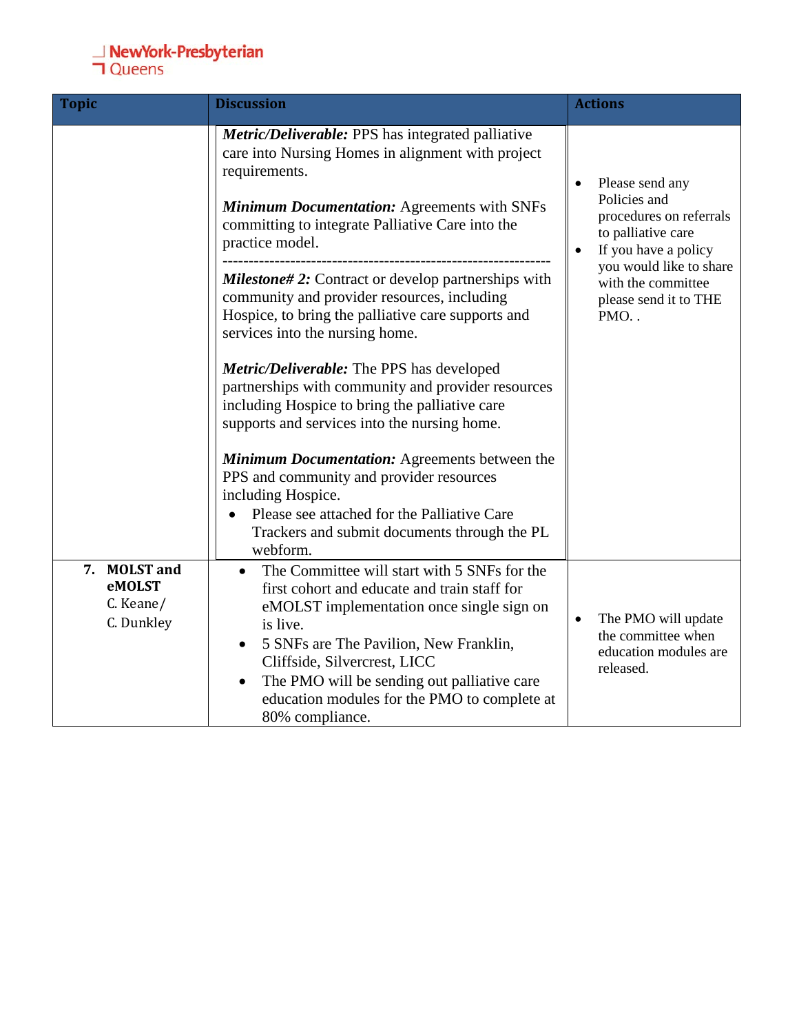| Topic | Discussion | Actions |
|---|---|---|
| | ***Metric/Deliverable:*** PPS has integrated palliative care into Nursing Homes in alignment with project requirements.<br><br>***Minimum Documentation:*** Agreements with SNFs committing to integrate Palliative Care into the practice model.<br>---------------------------------------------------------------<br>***Milestone# 2:*** Contract or develop partnerships with community and provider resources, including Hospice, to bring the palliative care supports and services into the nursing home.<br><br>***Metric/Deliverable:*** The PPS has developed partnerships with community and provider resources including Hospice to bring the palliative care supports and services into the nursing home.<br><br>***Minimum Documentation:*** Agreements between the PPS and community and provider resources including Hospice.<br>• Please see attached for the Palliative Care Trackers and submit documents through the PL webform. | • Please send any Policies and procedures on referrals to palliative care<br>• If you have a policy you would like to share with the committee please send it to THE PMO. . |
| **7. MOLST and eMOLST**<br>C. Keane/<br>C. Dunkley | • The Committee will start with 5 SNFs for the first cohort and educate and train staff for eMOLST implementation once single sign on is live.<br>• 5 SNFs are The Pavilion, New Franklin, Cliffside, Silvercrest, LICC<br>• The PMO will be sending out palliative care education modules for the PMO to complete at 80% compliance. | • The PMO will update the committee when education modules are released. |